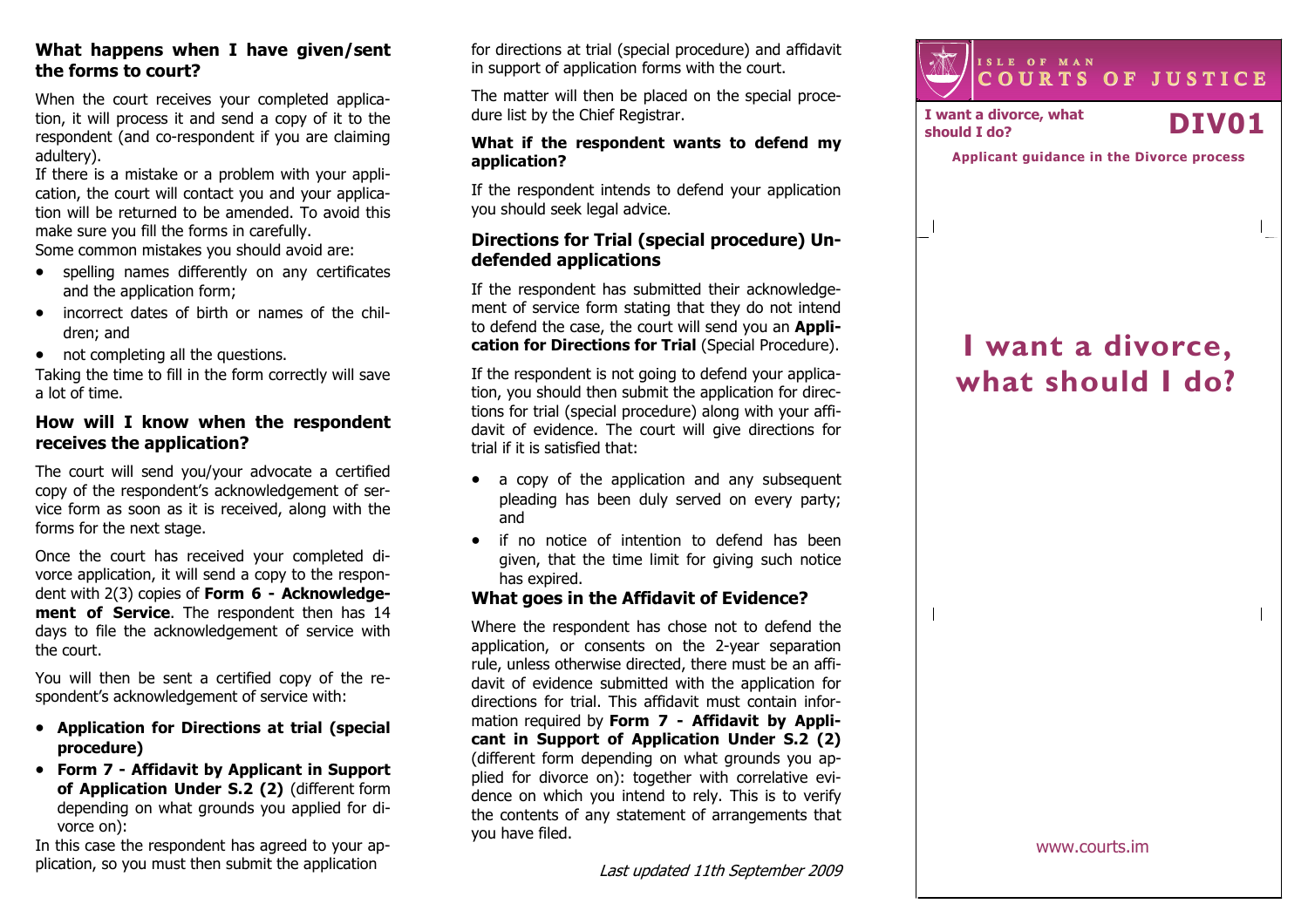## What happens when I have given/sent the forms to court?

When the court receives your completed application, it will process it and send a copy of it to the respondent (and co-respondent if you are claiming adultery).

If there is a mistake or a problem with your application, the court will contact you and your application will be returned to be amended. To avoid this make sure you fill the forms in carefully.

Some common mistakes you should avoid are:

- spelling names differently on any certificates and the application form;
- incorrect dates of birth or names of the children; and
- not completing all the questions.

Taking the time to fill in the form correctly will save a lot of time.

## How will I know when the respondent receives the application?

The court will send you/your advocate a certified copy of the respondent's acknowledgement of service form as soon as it is received, along with the forms for the next stage.

Once the court has received your completed divorce application, it will send a copy to the respondent with 2(3) copies of **Form 6 - Acknowledgement of Service**. The respondent then has 14 days to file the acknowledgement of service with the court.

You will then be sent a certified copy of the respondent's acknowledgement of service with:

- **Application for Directions at trial (special procedure)**
- **Form 7 - Affidavit by Applicant in Support of Application Under S.2 (2)** (different form depending on what grounds you applied for divorce on):

In this case the respondent has agreed to your application, so you must then submit the application for directions at trial (special procedure) and affidavit in support of application forms with the court.

The matter will then be placed on the special procedure list by the Chief Registrar.

### What if the respondent wants to defend my application?

If the respondent intends to defend your application you should seek legal advice.

## Directions for Trial (special procedure) Undefended applications

If the respondent has submitted their acknowledgement of service form stating that they do not intend to defend the case, the court will send you an **Application for Directions for Trial** (Special Procedure).

If the respondent is not going to defend your application, you should then submit the application for directions for trial (special procedure) along with your affidavit of evidence. The court will give directions for trial if it is satisfied that:

- a copy of the application and any subsequent pleading has been duly served on every party; and
- if no notice of intention to defend has been given, that the time limit for giving such notice has expired.

## What goes in the Affidavit of Evidence?

Where the respondent has chose not to defend the application, or consents on the 2-year separation rule, unless otherwise directed, there must be an affidavit of evidence submitted with the application for directions for trial. This affidavit must contain information required by **Form 7 - Affidavit by Applicant in Support of Application Under S.2 (2)** (different form depending on what grounds you applied for divorce on): together with correlative evidence on which you intend to rely. This is to verify the contents of any statement of arrangements that you have filed.

*Last updated 11th September 2009*

ISLE OF MAN
COURTS OF JUSTICE

**I want a divorce, what should I do?** **DIV01**

**Applicant guidance in the Divorce process**

# I want a divorce, what should I do?

www.courts.im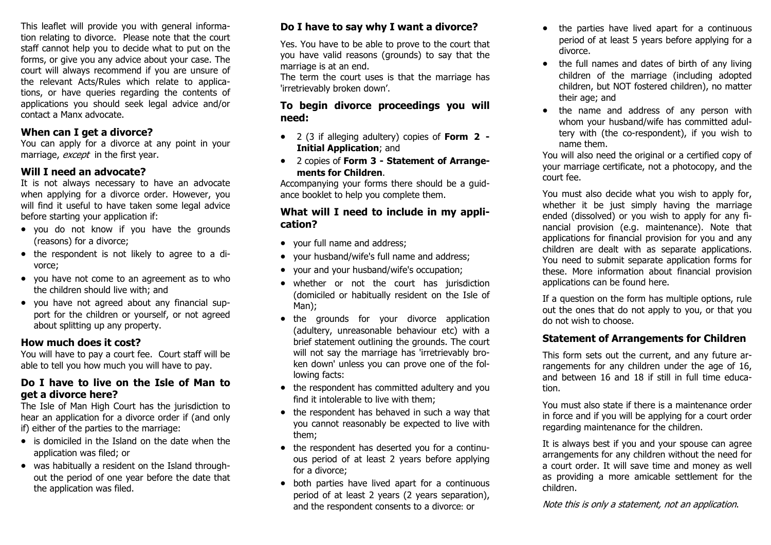This leaflet will provide you with general information relating to divorce. Please note that the court staff cannot help you to decide what to put on the forms, or give you any advice about your case. The court will always recommend if you are unsure of the relevant Acts/Rules which relate to applications, or have queries regarding the contents of applications you should seek legal advice and/or contact a Manx advocate.

### When can I get a divorce?

You can apply for a divorce at any point in your marriage, *except* in the first year.

### Will I need an advocate?

It is not always necessary to have an advocate when applying for a divorce order. However, you will find it useful to have taken some legal advice before starting your application if:

- you do not know if you have the grounds (reasons) for a divorce;
- the respondent is not likely to agree to a divorce;
- you have not come to an agreement as to who the children should live with; and
- you have not agreed about any financial support for the children or yourself, or not agreed about splitting up any property.

### How much does it cost?

You will have to pay a court fee. Court staff will be able to tell you how much you will have to pay.

### Do I have to live on the Isle of Man to get a divorce here?

The Isle of Man High Court has the jurisdiction to hear an application for a divorce order if (and only if) either of the parties to the marriage:

- is domiciled in the Island on the date when the application was filed; or
- was habitually a resident on the Island throughout the period of one year before the date that the application was filed.

### Do I have to say why I want a divorce?

Yes. You have to be able to prove to the court that you have valid reasons (grounds) to say that the marriage is at an end.

The term the court uses is that the marriage has 'irretrievably broken down'.

### To begin divorce proceedings you will need:

- 2 (3 if alleging adultery) copies of **Form 2 - Initial Application**; and
- 2 copies of **Form 3 - Statement of Arrangements for Children**.

Accompanying your forms there should be a guidance booklet to help you complete them.

### What will I need to include in my application?

- your full name and address;
- your husband/wife's full name and address;
- your and your husband/wife's occupation;
- whether or not the court has jurisdiction (domiciled or habitually resident on the Isle of Man);
- the grounds for your divorce application (adultery, unreasonable behaviour etc) with a brief statement outlining the grounds. The court will not say the marriage has 'irretrievably broken down' unless you can prove one of the following facts:
- the respondent has committed adultery and you find it intolerable to live with them;
- the respondent has behaved in such a way that you cannot reasonably be expected to live with them;
- the respondent has deserted you for a continuous period of at least 2 years before applying for a divorce;
- both parties have lived apart for a continuous period of at least 2 years (2 years separation), and the respondent consents to a divorce: or
- the parties have lived apart for a continuous period of at least 5 years before applying for a divorce.
- the full names and dates of birth of any living children of the marriage (including adopted children, but NOT fostered children), no matter their age; and
- the name and address of any person with whom your husband/wife has committed adultery with (the co-respondent), if you wish to name them.

You will also need the original or a certified copy of your marriage certificate, not a photocopy, and the court fee.

You must also decide what you wish to apply for, whether it be just simply having the marriage ended (dissolved) or you wish to apply for any financial provision (e.g. maintenance). Note that applications for financial provision for you and any children are dealt with as separate applications. You need to submit separate application forms for these. More information about financial provision applications can be found here.

If a question on the form has multiple options, rule out the ones that do not apply to you, or that you do not wish to choose.

### Statement of Arrangements for Children

This form sets out the current, and any future arrangements for any children under the age of 16, and between 16 and 18 if still in full time education.

You must also state if there is a maintenance order in force and if you will be applying for a court order regarding maintenance for the children.

It is always best if you and your spouse can agree arrangements for any children without the need for a court order. It will save time and money as well as providing a more amicable settlement for the children.

*Note this is only a statement, not an application.*